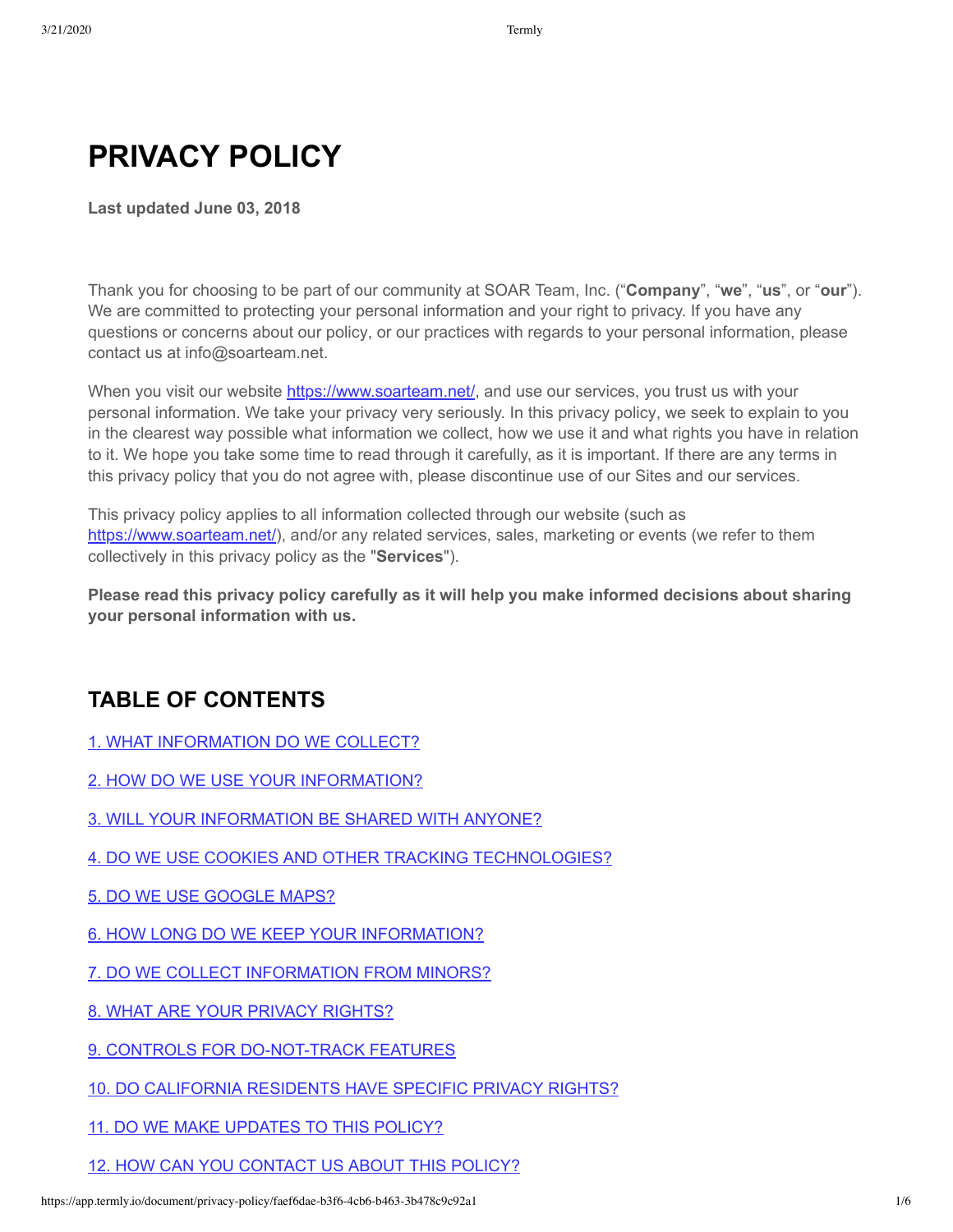# PRIVACY POLICY

**Last updated June 03, 2018**

Thank you for choosing to be part of our community at SOAR Team, Inc. ("**Company**", "**we**", "**us**", or "**our**"). We are committed to protecting your personal information and your right to privacy. If you have any questions or concerns about our policy, or our practices with regards to your personal information, please contact us at info@soarteam.net.

When you visit our website [https://www.soarteam.net/](https://www.soarteam.net/), and use our services, you trust us with your personal information. We take your privacy very seriously. In this privacy policy, we seek to explain to you in the clearest way possible what information we collect, how we use it and what rights you have in relation to it. We hope you take some time to read through it carefully, as it is important. If there are any terms in this privacy policy that you do not agree with, please discontinue use of our Sites and our services.

This privacy policy applies to all information collected through our website (such as [https://www.soarteam.net/](https://www.soarteam.net/)), and/or any related services, sales, marketing or events (we refer to them collectively in this privacy policy as the "**Services**").

**Please read this privacy policy carefully as it will help you make informed decisions about sharing your personal information with us.**

## TABLE OF CONTENTS

1. WHAT INFORMATION DO WE COLLECT?
2. HOW DO WE USE YOUR INFORMATION?
3. WILL YOUR INFORMATION BE SHARED WITH ANYONE?
4. DO WE USE COOKIES AND OTHER TRACKING TECHNOLOGIES?
5. DO WE USE GOOGLE MAPS?
6. HOW LONG DO WE KEEP YOUR INFORMATION?
7. DO WE COLLECT INFORMATION FROM MINORS?
8. WHAT ARE YOUR PRIVACY RIGHTS?
9. CONTROLS FOR DO-NOT-TRACK FEATURES
10. DO CALIFORNIA RESIDENTS HAVE SPECIFIC PRIVACY RIGHTS?
11. DO WE MAKE UPDATES TO THIS POLICY?
12. HOW CAN YOU CONTACT US ABOUT THIS POLICY?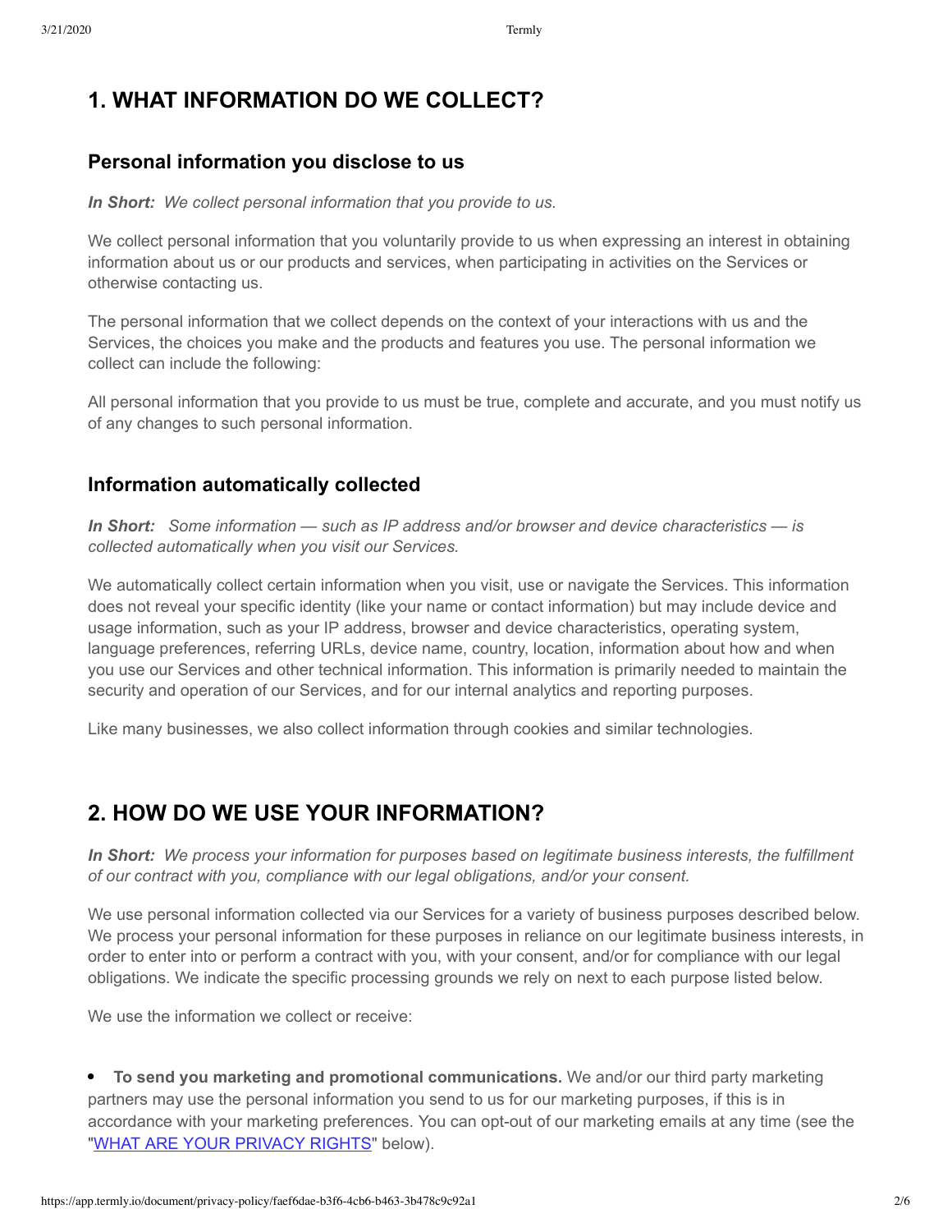## 1. WHAT INFORMATION DO WE COLLECT?

### Personal information you disclose to us

***In Short:*** *We collect personal information that you provide to us.*

We collect personal information that you voluntarily provide to us when expressing an interest in obtaining information about us or our products and services, when participating in activities on the Services or otherwise contacting us.

The personal information that we collect depends on the context of your interactions with us and the Services, the choices you make and the products and features you use. The personal information we collect can include the following:

All personal information that you provide to us must be true, complete and accurate, and you must notify us of any changes to such personal information.

### Information automatically collected

***In Short:*** *Some information — such as IP address and/or browser and device characteristics — is collected automatically when you visit our Services.*

We automatically collect certain information when you visit, use or navigate the Services. This information does not reveal your specific identity (like your name or contact information) but may include device and usage information, such as your IP address, browser and device characteristics, operating system, language preferences, referring URLs, device name, country, location, information about how and when you use our Services and other technical information. This information is primarily needed to maintain the security and operation of our Services, and for our internal analytics and reporting purposes.

Like many businesses, we also collect information through cookies and similar technologies.

## 2. HOW DO WE USE YOUR INFORMATION?

***In Short:*** *We process your information for purposes based on legitimate business interests, the fulfillment of our contract with you, compliance with our legal obligations, and/or your consent.*

We use personal information collected via our Services for a variety of business purposes described below. We process your personal information for these purposes in reliance on our legitimate business interests, in order to enter into or perform a contract with you, with your consent, and/or for compliance with our legal obligations. We indicate the specific processing grounds we rely on next to each purpose listed below.

We use the information we collect or receive:

- **To send you marketing and promotional communications.** We and/or our third party marketing partners may use the personal information you send to us for our marketing purposes, if this is in accordance with your marketing preferences. You can opt-out of our marketing emails at any time (see the "WHAT ARE YOUR PRIVACY RIGHTS" below).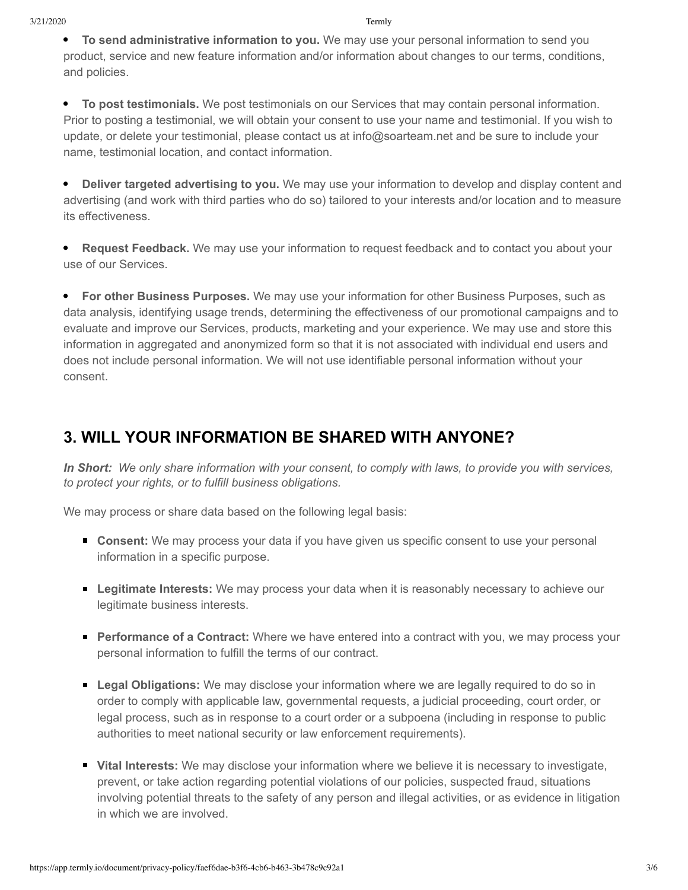- **To send administrative information to you.** We may use your personal information to send you product, service and new feature information and/or information about changes to our terms, conditions, and policies.

- **To post testimonials.** We post testimonials on our Services that may contain personal information. Prior to posting a testimonial, we will obtain your consent to use your name and testimonial. If you wish to update, or delete your testimonial, please contact us at info@soarteam.net and be sure to include your name, testimonial location, and contact information.

- **Deliver targeted advertising to you.** We may use your information to develop and display content and advertising (and work with third parties who do so) tailored to your interests and/or location and to measure its effectiveness.

- **Request Feedback.** We may use your information to request feedback and to contact you about your use of our Services.

- **For other Business Purposes.** We may use your information for other Business Purposes, such as data analysis, identifying usage trends, determining the effectiveness of our promotional campaigns and to evaluate and improve our Services, products, marketing and your experience. We may use and store this information in aggregated and anonymized form so that it is not associated with individual end users and does not include personal information. We will not use identifiable personal information without your consent.

## 3. WILL YOUR INFORMATION BE SHARED WITH ANYONE?

***In Short:*** *We only share information with your consent, to comply with laws, to provide you with services, to protect your rights, or to fulfill business obligations.*

We may process or share data based on the following legal basis:

- **Consent:** We may process your data if you have given us specific consent to use your personal information in a specific purpose.

- **Legitimate Interests:** We may process your data when it is reasonably necessary to achieve our legitimate business interests.

- **Performance of a Contract:** Where we have entered into a contract with you, we may process your personal information to fulfill the terms of our contract.

- **Legal Obligations:** We may disclose your information where we are legally required to do so in order to comply with applicable law, governmental requests, a judicial proceeding, court order, or legal process, such as in response to a court order or a subpoena (including in response to public authorities to meet national security or law enforcement requirements).

- **Vital Interests:** We may disclose your information where we believe it is necessary to investigate, prevent, or take action regarding potential violations of our policies, suspected fraud, situations involving potential threats to the safety of any person and illegal activities, or as evidence in litigation in which we are involved.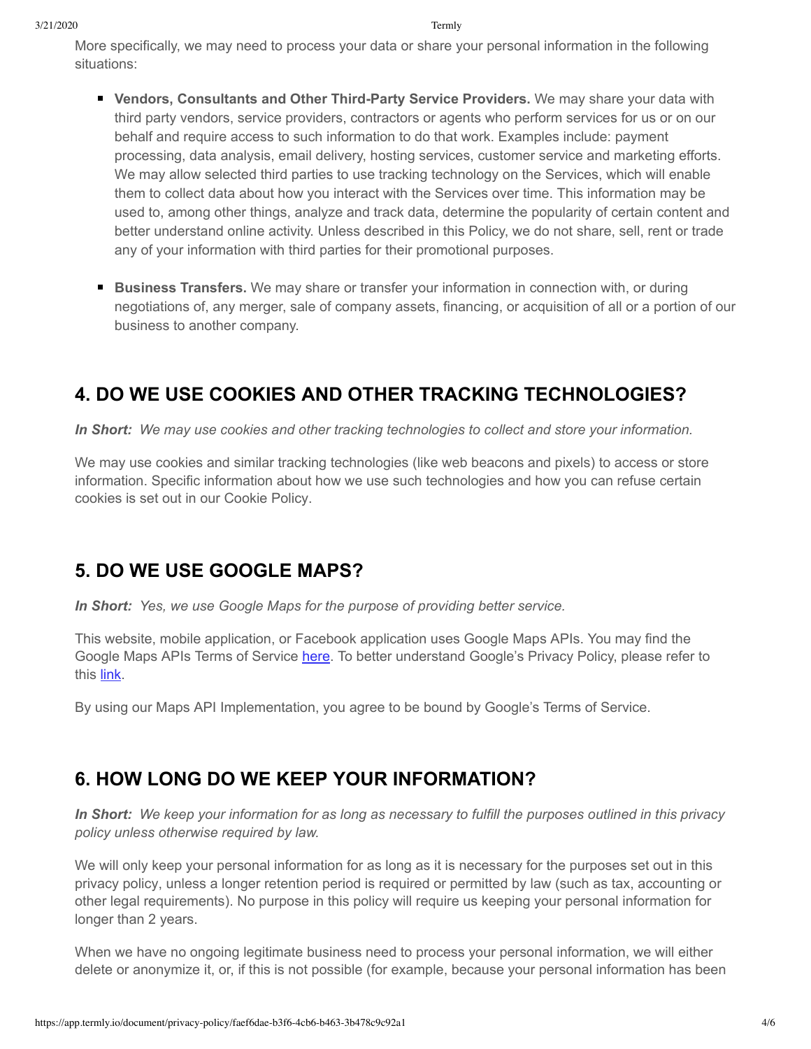More specifically, we may need to process your data or share your personal information in the following situations:

- **Vendors, Consultants and Other Third-Party Service Providers.** We may share your data with third party vendors, service providers, contractors or agents who perform services for us or on our behalf and require access to such information to do that work. Examples include: payment processing, data analysis, email delivery, hosting services, customer service and marketing efforts. We may allow selected third parties to use tracking technology on the Services, which will enable them to collect data about how you interact with the Services over time. This information may be used to, among other things, analyze and track data, determine the popularity of certain content and better understand online activity. Unless described in this Policy, we do not share, sell, rent or trade any of your information with third parties for their promotional purposes.

- **Business Transfers.** We may share or transfer your information in connection with, or during negotiations of, any merger, sale of company assets, financing, or acquisition of all or a portion of our business to another company.

## 4. DO WE USE COOKIES AND OTHER TRACKING TECHNOLOGIES?

***In Short:*** *We may use cookies and other tracking technologies to collect and store your information.*

We may use cookies and similar tracking technologies (like web beacons and pixels) to access or store information. Specific information about how we use such technologies and how you can refuse certain cookies is set out in our Cookie Policy.

## 5. DO WE USE GOOGLE MAPS?

***In Short:*** *Yes, we use Google Maps for the purpose of providing better service.*

This website, mobile application, or Facebook application uses Google Maps APIs. You may find the Google Maps APIs Terms of Service here. To better understand Google's Privacy Policy, please refer to this link.

By using our Maps API Implementation, you agree to be bound by Google's Terms of Service.

## 6. HOW LONG DO WE KEEP YOUR INFORMATION?

***In Short:*** *We keep your information for as long as necessary to fulfill the purposes outlined in this privacy policy unless otherwise required by law.*

We will only keep your personal information for as long as it is necessary for the purposes set out in this privacy policy, unless a longer retention period is required or permitted by law (such as tax, accounting or other legal requirements). No purpose in this policy will require us keeping your personal information for longer than 2 years.

When we have no ongoing legitimate business need to process your personal information, we will either delete or anonymize it, or, if this is not possible (for example, because your personal information has been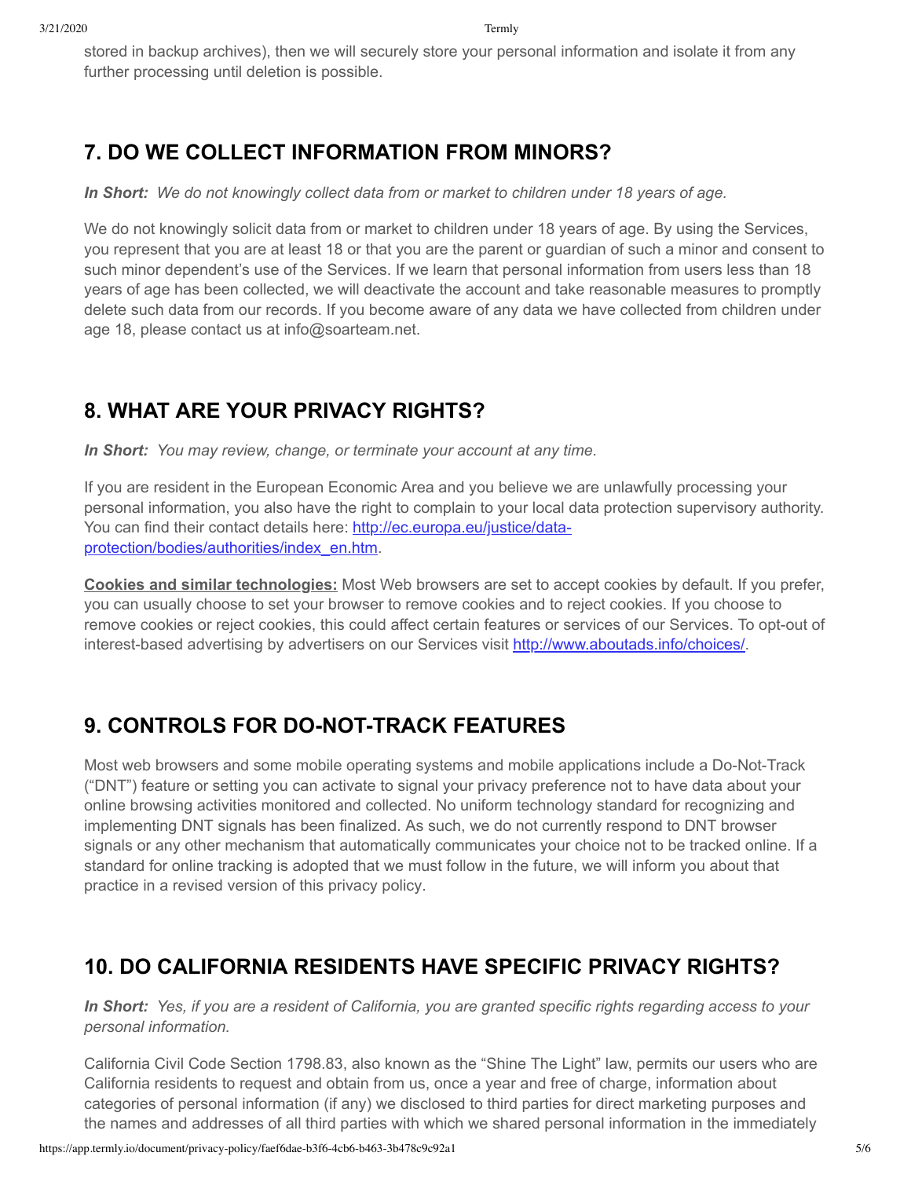stored in backup archives), then we will securely store your personal information and isolate it from any further processing until deletion is possible.

## 7. DO WE COLLECT INFORMATION FROM MINORS?

***In Short:*** *We do not knowingly collect data from or market to children under 18 years of age.*

We do not knowingly solicit data from or market to children under 18 years of age. By using the Services, you represent that you are at least 18 or that you are the parent or guardian of such a minor and consent to such minor dependent's use of the Services. If we learn that personal information from users less than 18 years of age has been collected, we will deactivate the account and take reasonable measures to promptly delete such data from our records. If you become aware of any data we have collected from children under age 18, please contact us at info@soarteam.net.

## 8. WHAT ARE YOUR PRIVACY RIGHTS?

***In Short:*** *You may review, change, or terminate your account at any time.*

If you are resident in the European Economic Area and you believe we are unlawfully processing your personal information, you also have the right to complain to your local data protection supervisory authority. You can find their contact details here: [http://ec.europa.eu/justice/data-protection/bodies/authorities/index_en.htm](http://ec.europa.eu/justice/data-protection/bodies/authorities/index_en.htm).

**Cookies and similar technologies:** Most Web browsers are set to accept cookies by default. If you prefer, you can usually choose to set your browser to remove cookies and to reject cookies. If you choose to remove cookies or reject cookies, this could affect certain features or services of our Services. To opt-out of interest-based advertising by advertisers on our Services visit [http://www.aboutads.info/choices/](http://www.aboutads.info/choices/).

## 9. CONTROLS FOR DO-NOT-TRACK FEATURES

Most web browsers and some mobile operating systems and mobile applications include a Do-Not-Track ("DNT") feature or setting you can activate to signal your privacy preference not to have data about your online browsing activities monitored and collected. No uniform technology standard for recognizing and implementing DNT signals has been finalized. As such, we do not currently respond to DNT browser signals or any other mechanism that automatically communicates your choice not to be tracked online. If a standard for online tracking is adopted that we must follow in the future, we will inform you about that practice in a revised version of this privacy policy.

## 10. DO CALIFORNIA RESIDENTS HAVE SPECIFIC PRIVACY RIGHTS?

***In Short:*** *Yes, if you are a resident of California, you are granted specific rights regarding access to your personal information.*

California Civil Code Section 1798.83, also known as the "Shine The Light" law, permits our users who are California residents to request and obtain from us, once a year and free of charge, information about categories of personal information (if any) we disclosed to third parties for direct marketing purposes and the names and addresses of all third parties with which we shared personal information in the immediately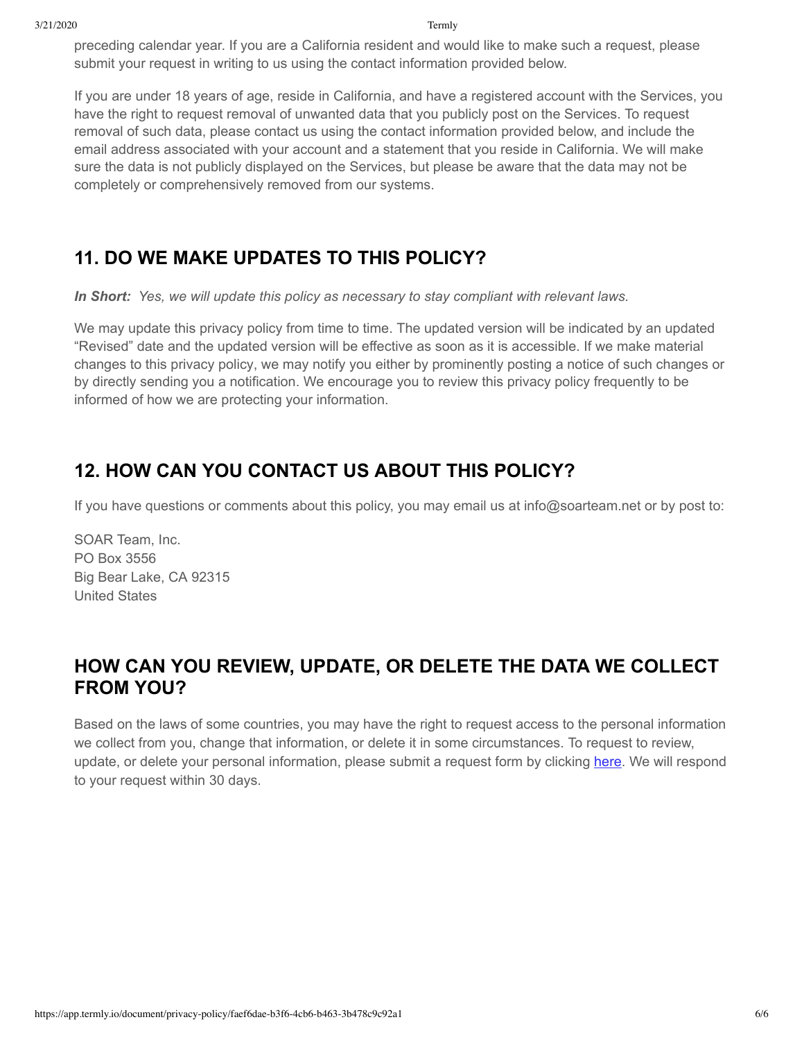preceding calendar year. If you are a California resident and would like to make such a request, please submit your request in writing to us using the contact information provided below.

If you are under 18 years of age, reside in California, and have a registered account with the Services, you have the right to request removal of unwanted data that you publicly post on the Services. To request removal of such data, please contact us using the contact information provided below, and include the email address associated with your account and a statement that you reside in California. We will make sure the data is not publicly displayed on the Services, but please be aware that the data may not be completely or comprehensively removed from our systems.

## 11. DO WE MAKE UPDATES TO THIS POLICY?

***In Short:*** *Yes, we will update this policy as necessary to stay compliant with relevant laws.*

We may update this privacy policy from time to time. The updated version will be indicated by an updated "Revised" date and the updated version will be effective as soon as it is accessible. If we make material changes to this privacy policy, we may notify you either by prominently posting a notice of such changes or by directly sending you a notification. We encourage you to review this privacy policy frequently to be informed of how we are protecting your information.

## 12. HOW CAN YOU CONTACT US ABOUT THIS POLICY?

If you have questions or comments about this policy, you may email us at info@soarteam.net or by post to:

SOAR Team, Inc.
PO Box 3556
Big Bear Lake, CA 92315
United States

## HOW CAN YOU REVIEW, UPDATE, OR DELETE THE DATA WE COLLECT FROM YOU?

Based on the laws of some countries, you may have the right to request access to the personal information we collect from you, change that information, or delete it in some circumstances. To request to review, update, or delete your personal information, please submit a request form by clicking here. We will respond to your request within 30 days.